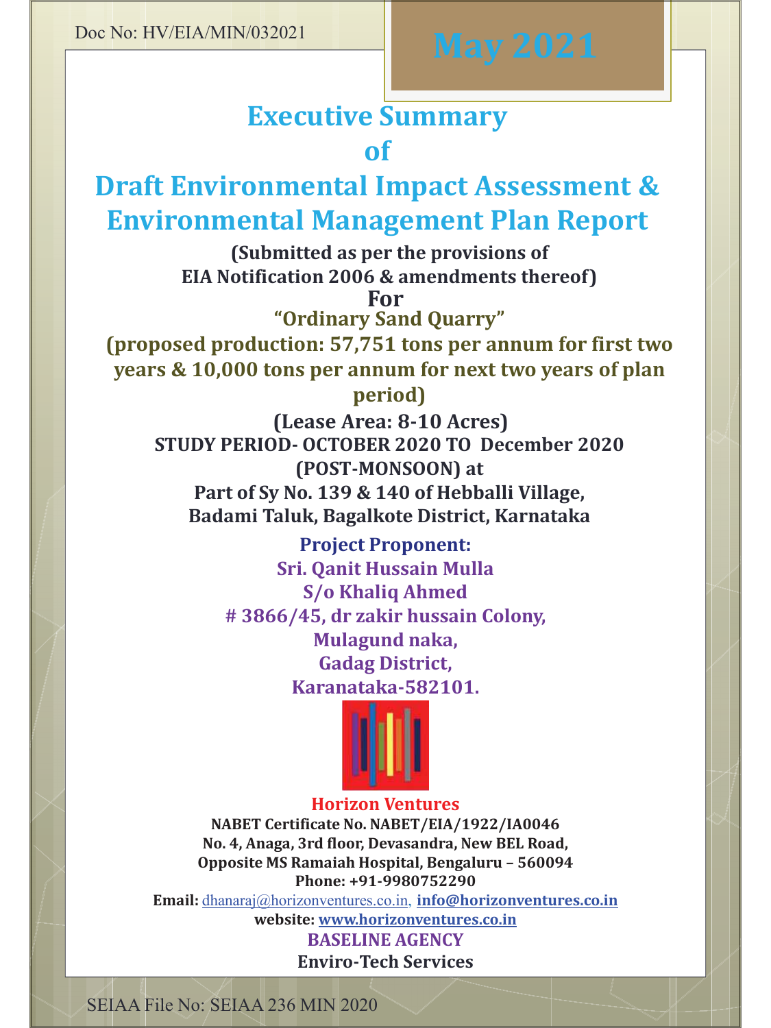Doc No: HV/EIA/MIN/032021

**May 2021**

# Executive Summary
# of
# Draft Environmental Impact Assessment & Environmental Management Plan Report

**(Submitted as per the provisions of EIA Notification 2006 & amendments thereof)**

**For**

**"Ordinary Sand Quarry"**

**(proposed production: 57,751 tons per annum for first two years & 10,000 tons per annum for next two years of plan period)**

**(Lease Area: 8-10 Acres)**

**STUDY PERIOD- OCTOBER 2020 TO December 2020 (POST-MONSOON) at**

**Part of Sy No. 139 & 140 of Hebballi Village, Badami Taluk, Bagalkote District, Karnataka**

**Project Proponent:**

**Sri. Qanit Hussain Mulla**
**S/o Khaliq Ahmed**
**# 3866/45, dr zakir hussain Colony,**
**Mulagund naka,**
**Gadag District,**
**Karanataka-582101.**

**Horizon Ventures**

**NABET Certificate No. NABET/EIA/1922/IA0046**
**No. 4, Anaga, 3rd floor, Devasandra, New BEL Road,**
**Opposite MS Ramaiah Hospital, Bengaluru – 560094**
**Phone: +91-9980752290**
**Email:** dhanaraj@horizonventures.co.in, **info@horizonventures.co.in**
**website: www.horizonventures.co.in**

**BASELINE AGENCY**

**Enviro-Tech Services**

SEIAA File No: SEIAA 236 MIN 2020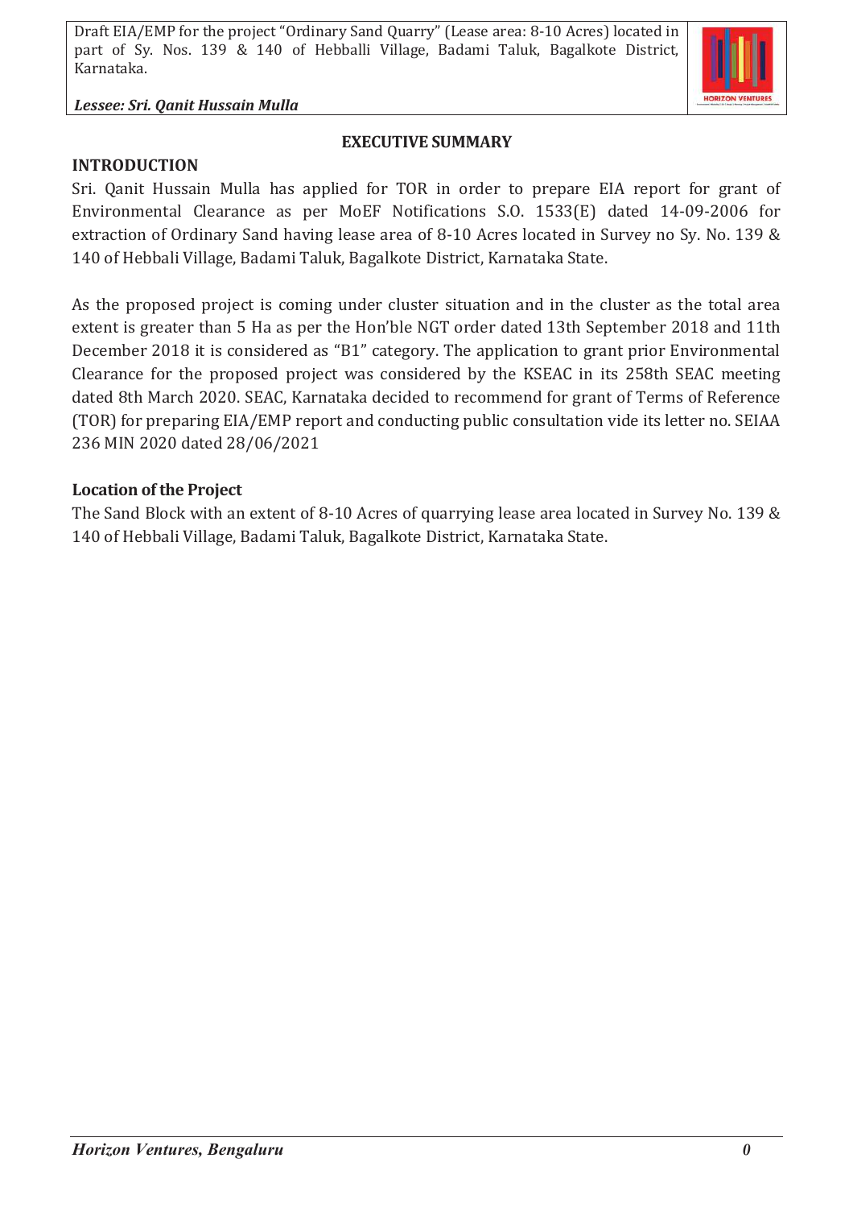## EXECUTIVE SUMMARY

### INTRODUCTION

Sri. Qanit Hussain Mulla has applied for TOR in order to prepare EIA report for grant of Environmental Clearance as per MoEF Notifications S.O. 1533(E) dated 14-09-2006 for extraction of Ordinary Sand having lease area of 8-10 Acres located in Survey no Sy. No. 139 & 140 of Hebbali Village, Badami Taluk, Bagalkote District, Karnataka State.

As the proposed project is coming under cluster situation and in the cluster as the total area extent is greater than 5 Ha as per the Hon'ble NGT order dated 13th September 2018 and 11th December 2018 it is considered as "B1" category. The application to grant prior Environmental Clearance for the proposed project was considered by the KSEAC in its 258th SEAC meeting dated 8th March 2020. SEAC, Karnataka decided to recommend for grant of Terms of Reference (TOR) for preparing EIA/EMP report and conducting public consultation vide its letter no. SEIAA 236 MIN 2020 dated 28/06/2021

### Location of the Project

The Sand Block with an extent of 8-10 Acres of quarrying lease area located in Survey No. 139 & 140 of Hebbali Village, Badami Taluk, Bagalkote District, Karnataka State.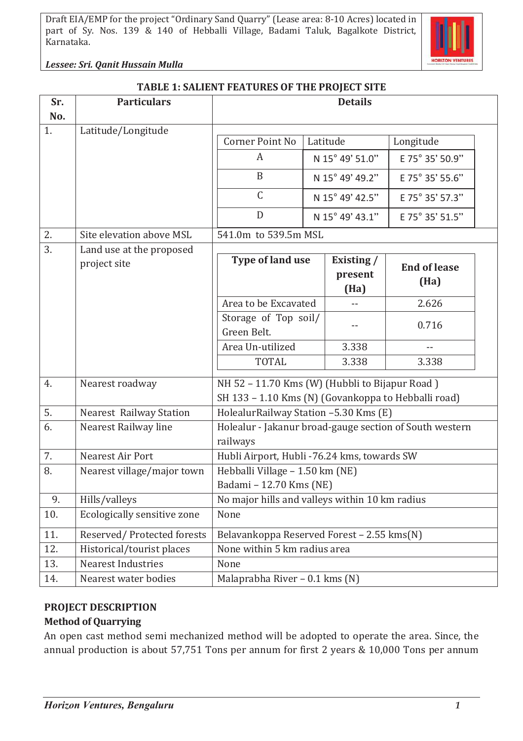**TABLE 1: SALIENT FEATURES OF THE PROJECT SITE**

| Sr. No. | Particulars | Details |
|---|---|---|
| 1. | Latitude/Longitude | Corner Point No / Latitude / Longitude: A – N 15° 49' 51.0" – E 75° 35' 50.9"; B – N 15° 49' 49.2" – E 75° 35' 55.6"; C – N 15° 49' 42.5" – E 75° 35' 57.3"; D – N 15° 49' 43.1" – E 75° 35' 51.5" |
| 2. | Site elevation above MSL | 541.0m to 539.5m MSL |
| 3. | Land use at the proposed project site | Type of land use / Existing / present (Ha) / End of lease (Ha): Area to be Excavated – -- – 2.626; Storage of Top soil/ Green Belt. – -- – 0.716; Area Un-utilized – 3.338 – --; TOTAL – 3.338 – 3.338 |
| 4. | Nearest roadway | NH 52 – 11.70 Kms (W) (Hubbli to Bijapur Road )<br>SH 133 – 1.10 Kms (N) (Govankoppa to Hebballi road) |
| 5. | Nearest Railway Station | HolealurRailway Station –5.30 Kms (E) |
| 6. | Nearest Railway line | Holealur - Jakanur broad-gauge section of South western railways |
| 7. | Nearest Air Port | Hubli Airport, Hubli -76.24 kms, towards SW |
| 8. | Nearest village/major town | Hebballi Village – 1.50 km (NE)<br>Badami – 12.70 Kms (NE) |
| 9. | Hills/valleys | No major hills and valleys within 10 km radius |
| 10. | Ecologically sensitive zone | None |
| 11. | Reserved/ Protected forests | Belavankoppa Reserved Forest – 2.55 kms(N) |
| 12. | Historical/tourist places | None within 5 km radius area |
| 13. | Nearest Industries | None |
| 14. | Nearest water bodies | Malaprabha River – 0.1 kms (N) |

Corner points (Item 1):

| Corner Point No | Latitude | Longitude |
|---|---|---|
| A | N 15° 49' 51.0" | E 75° 35' 50.9" |
| B | N 15° 49' 49.2" | E 75° 35' 55.6" |
| C | N 15° 49' 42.5" | E 75° 35' 57.3" |
| D | N 15° 49' 43.1" | E 75° 35' 51.5" |

Land use (Item 3):

| Type of land use | Existing / present (Ha) | End of lease (Ha) |
|---|---|---|
| Area to be Excavated | -- | 2.626 |
| Storage of Top soil/ Green Belt. | -- | 0.716 |
| Area Un-utilized | 3.338 | -- |
| TOTAL | 3.338 | 3.338 |

## PROJECT DESCRIPTION

### Method of Quarrying

An open cast method semi mechanized method will be adopted to operate the area. Since, the annual production is about 57,751 Tons per annum for first 2 years & 10,000 Tons per annum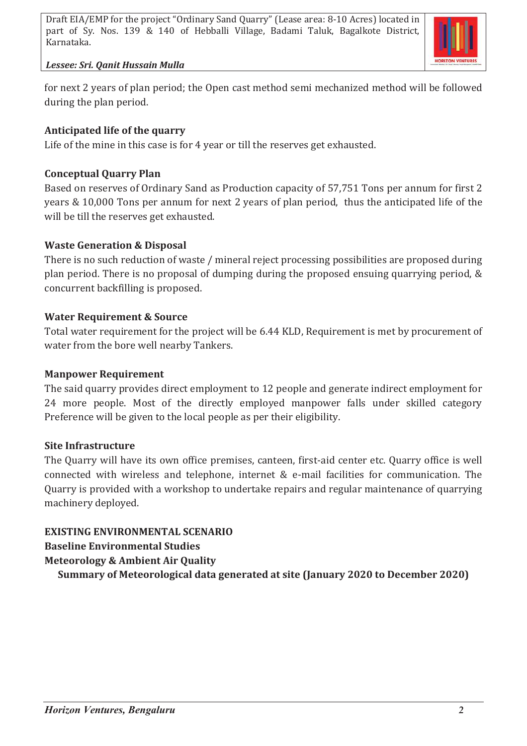for next 2 years of plan period; the Open cast method semi mechanized method will be followed during the plan period.

**Anticipated life of the quarry**

Life of the mine in this case is for 4 year or till the reserves get exhausted.

**Conceptual Quarry Plan**

Based on reserves of Ordinary Sand as Production capacity of 57,751 Tons per annum for first 2 years & 10,000 Tons per annum for next 2 years of plan period, thus the anticipated life of the will be till the reserves get exhausted.

**Waste Generation & Disposal**

There is no such reduction of waste / mineral reject processing possibilities are proposed during plan period. There is no proposal of dumping during the proposed ensuing quarrying period, & concurrent backfilling is proposed.

**Water Requirement & Source**

Total water requirement for the project will be 6.44 KLD, Requirement is met by procurement of water from the bore well nearby Tankers.

**Manpower Requirement**

The said quarry provides direct employment to 12 people and generate indirect employment for 24 more people. Most of the directly employed manpower falls under skilled category Preference will be given to the local people as per their eligibility.

**Site Infrastructure**

The Quarry will have its own office premises, canteen, first-aid center etc. Quarry office is well connected with wireless and telephone, internet & e-mail facilities for communication. The Quarry is provided with a workshop to undertake repairs and regular maintenance of quarrying machinery deployed.

**EXISTING ENVIRONMENTAL SCENARIO**

**Baseline Environmental Studies**

**Meteorology & Ambient Air Quality**

**Summary of Meteorological data generated at site (January 2020 to December 2020)**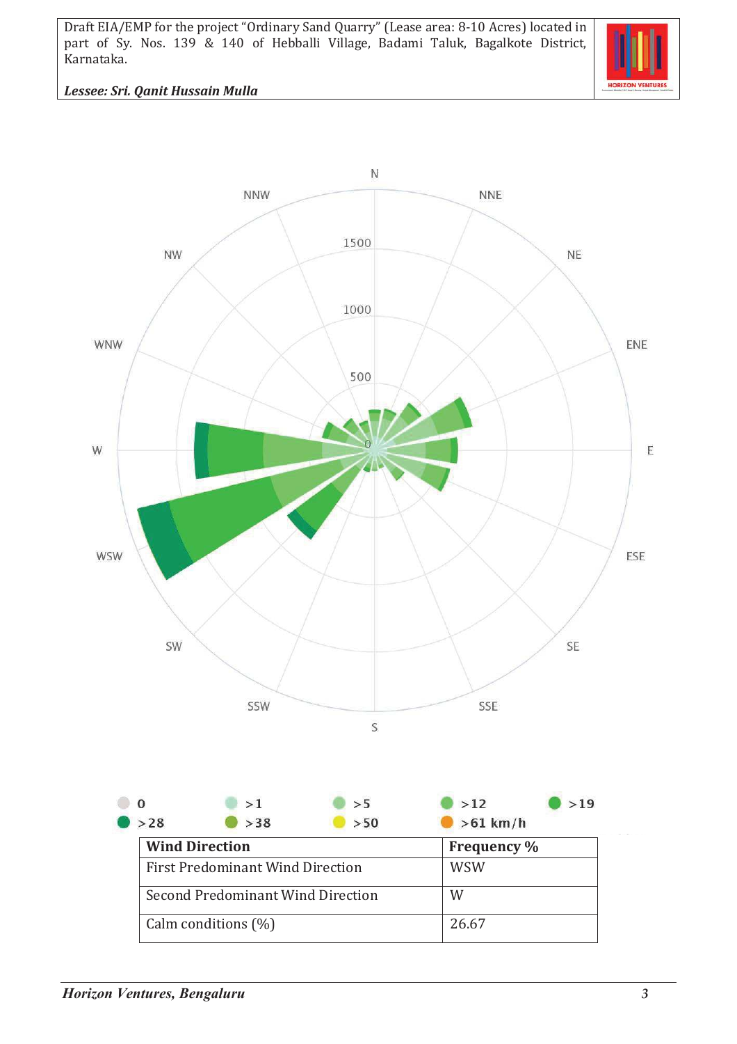N

NNW NNE

NW NE

WNW ENE

W E

WSW ESE

SW SE

SSW SSE

S

1500

1000

500

0

0 >1 >5 >12 >19

>28 >38 >50 >61 km/h

| Wind Direction | Frequency % |
|---|---|
| First Predominant Wind Direction | WSW |
| Second Predominant Wind Direction | W |
| Calm conditions (%) | 26.67 |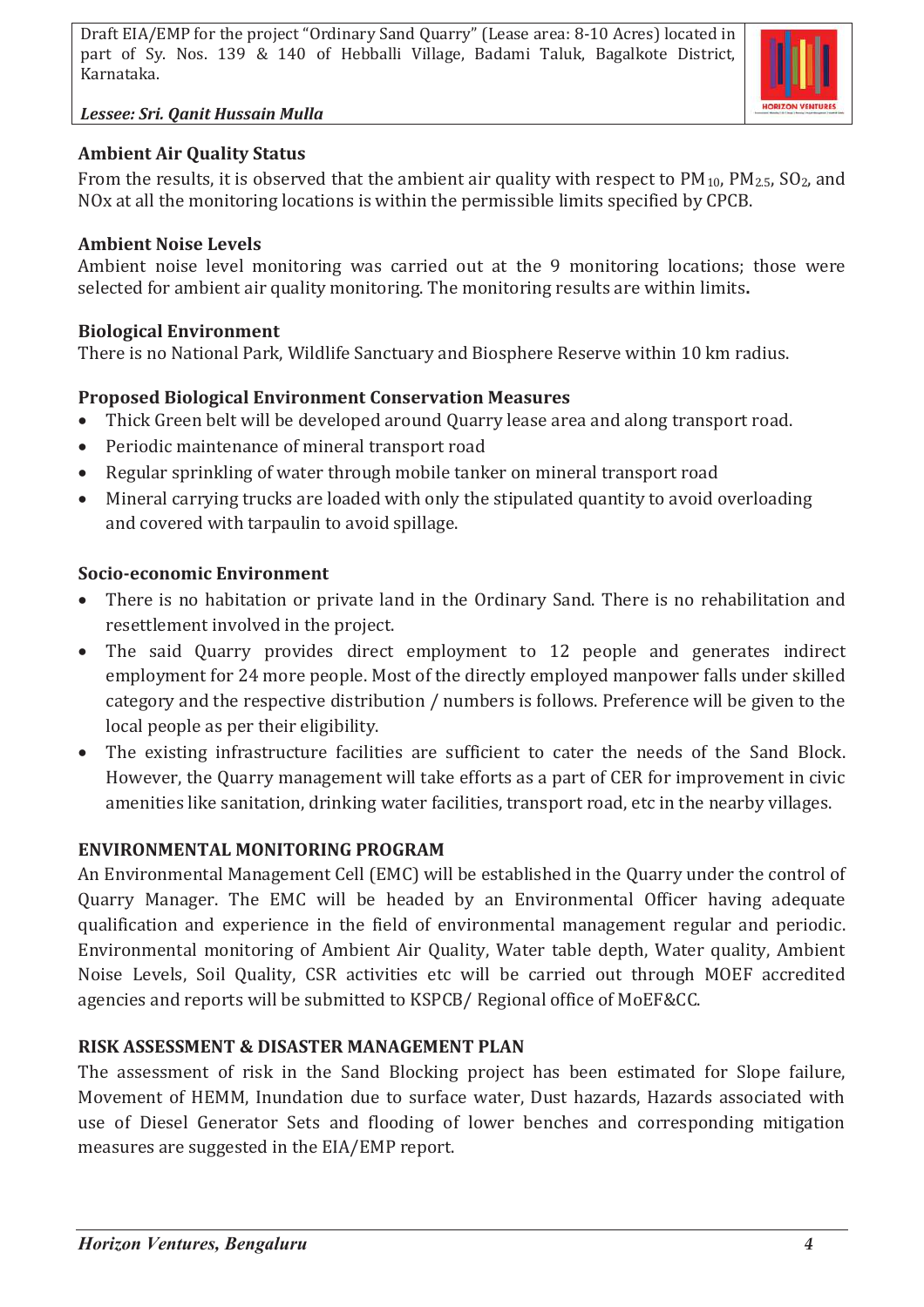### Ambient Air Quality Status

From the results, it is observed that the ambient air quality with respect to $PM_{10}$, $PM_{2.5}$, $SO_2$, and NOx at all the monitoring locations is within the permissible limits specified by CPCB.

### Ambient Noise Levels

Ambient noise level monitoring was carried out at the 9 monitoring locations; those were selected for ambient air quality monitoring. The monitoring results are within limits**.**

### Biological Environment

There is no National Park, Wildlife Sanctuary and Biosphere Reserve within 10 km radius.

### Proposed Biological Environment Conservation Measures

- Thick Green belt will be developed around Quarry lease area and along transport road.
- Periodic maintenance of mineral transport road
- Regular sprinkling of water through mobile tanker on mineral transport road
- Mineral carrying trucks are loaded with only the stipulated quantity to avoid overloading and covered with tarpaulin to avoid spillage.

### Socio-economic Environment

- There is no habitation or private land in the Ordinary Sand. There is no rehabilitation and resettlement involved in the project.
- The said Quarry provides direct employment to 12 people and generates indirect employment for 24 more people. Most of the directly employed manpower falls under skilled category and the respective distribution / numbers is follows. Preference will be given to the local people as per their eligibility.
- The existing infrastructure facilities are sufficient to cater the needs of the Sand Block. However, the Quarry management will take efforts as a part of CER for improvement in civic amenities like sanitation, drinking water facilities, transport road, etc in the nearby villages.

### ENVIRONMENTAL MONITORING PROGRAM

An Environmental Management Cell (EMC) will be established in the Quarry under the control of Quarry Manager. The EMC will be headed by an Environmental Officer having adequate qualification and experience in the field of environmental management regular and periodic. Environmental monitoring of Ambient Air Quality, Water table depth, Water quality, Ambient Noise Levels, Soil Quality, CSR activities etc will be carried out through MOEF accredited agencies and reports will be submitted to KSPCB/ Regional office of MoEF&CC.

### RISK ASSESSMENT & DISASTER MANAGEMENT PLAN

The assessment of risk in the Sand Blocking project has been estimated for Slope failure, Movement of HEMM, Inundation due to surface water, Dust hazards, Hazards associated with use of Diesel Generator Sets and flooding of lower benches and corresponding mitigation measures are suggested in the EIA/EMP report.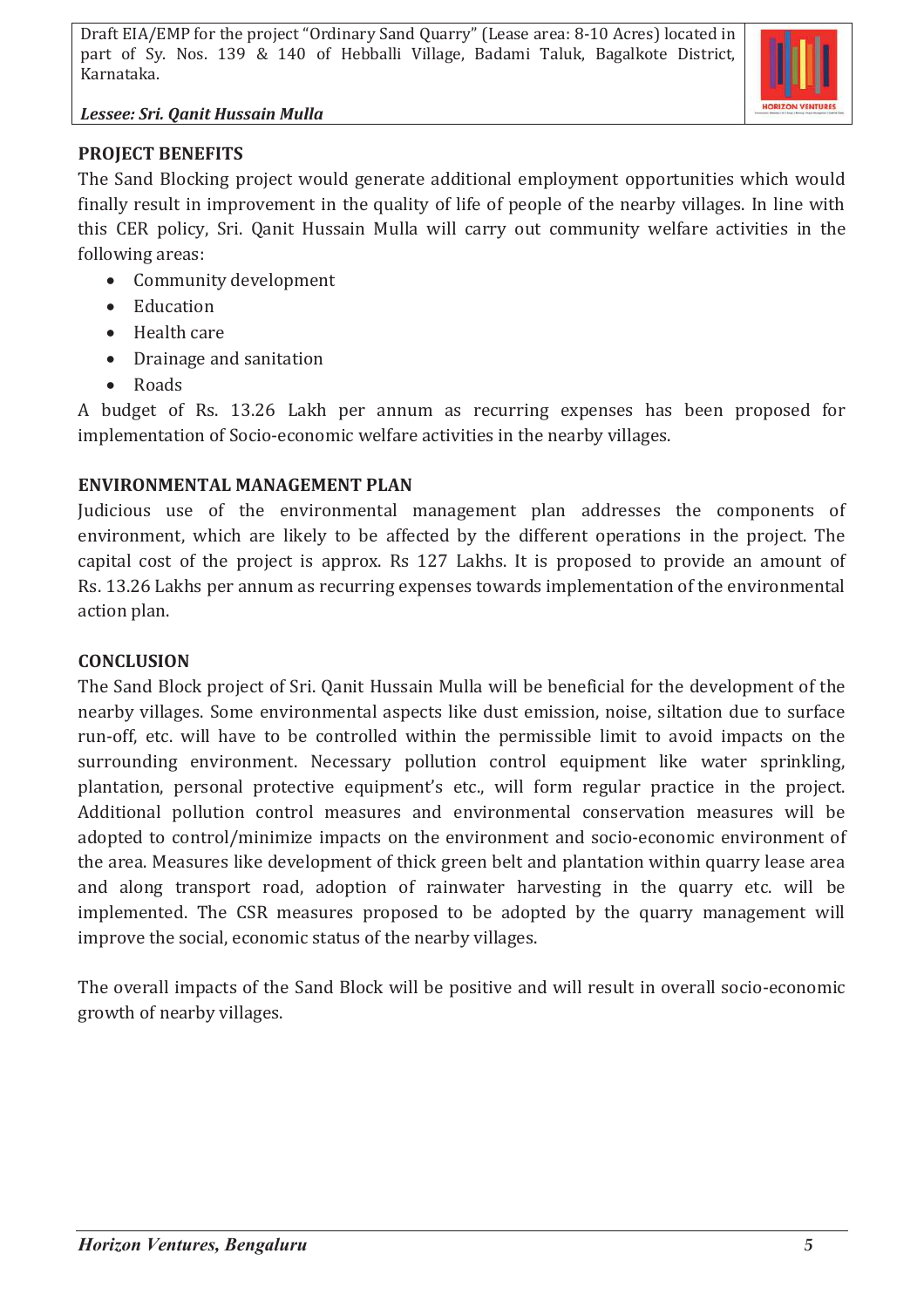## PROJECT BENEFITS

The Sand Blocking project would generate additional employment opportunities which would finally result in improvement in the quality of life of people of the nearby villages. In line with this CER policy, Sri. Qanit Hussain Mulla will carry out community welfare activities in the following areas:

- Community development
- Education
- Health care
- Drainage and sanitation
- Roads

A budget of Rs. 13.26 Lakh per annum as recurring expenses has been proposed for implementation of Socio-economic welfare activities in the nearby villages.

## ENVIRONMENTAL MANAGEMENT PLAN

Judicious use of the environmental management plan addresses the components of environment, which are likely to be affected by the different operations in the project. The capital cost of the project is approx. Rs 127 Lakhs. It is proposed to provide an amount of Rs. 13.26 Lakhs per annum as recurring expenses towards implementation of the environmental action plan.

## CONCLUSION

The Sand Block project of Sri. Qanit Hussain Mulla will be beneficial for the development of the nearby villages. Some environmental aspects like dust emission, noise, siltation due to surface run-off, etc. will have to be controlled within the permissible limit to avoid impacts on the surrounding environment. Necessary pollution control equipment like water sprinkling, plantation, personal protective equipment's etc., will form regular practice in the project. Additional pollution control measures and environmental conservation measures will be adopted to control/minimize impacts on the environment and socio-economic environment of the area. Measures like development of thick green belt and plantation within quarry lease area and along transport road, adoption of rainwater harvesting in the quarry etc. will be implemented. The CSR measures proposed to be adopted by the quarry management will improve the social, economic status of the nearby villages.

The overall impacts of the Sand Block will be positive and will result in overall socio-economic growth of nearby villages.